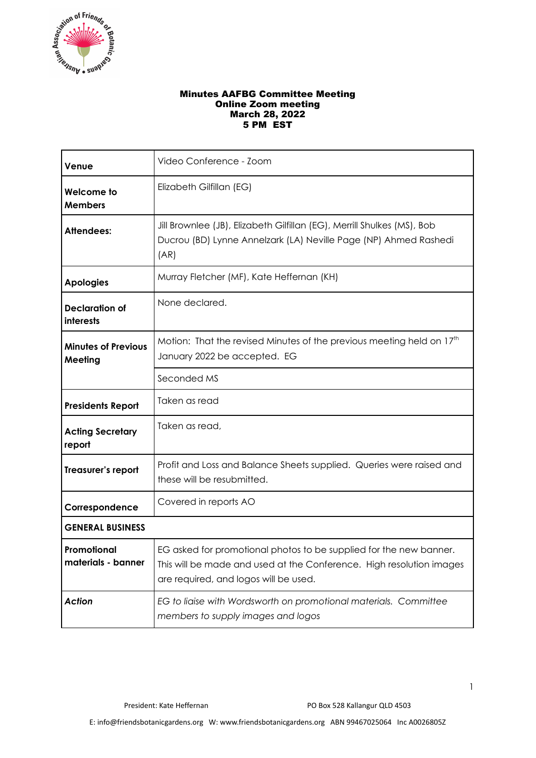# Minutes AAFBG Committee Meeting
## Online Zoom meeting
## March 28, 2022
## 5 PM EST

| | |
|---|---|
| **Venue** | Video Conference - Zoom |
| **Welcome to Members** | Elizabeth Gilfillan (EG) |
| **Attendees:** | Jill Brownlee (JB), Elizabeth Gilfillan (EG), Merrill Shulkes (MS), Bob Ducrou (BD) Lynne Annelzark (LA) Neville Page (NP) Ahmed Rashedi (AR) |
| **Apologies** | Murray Fletcher (MF), Kate Heffernan (KH) |
| **Declaration of interests** | None declared. |
| **Minutes of Previous Meeting** | Motion: That the revised Minutes of the previous meeting held on 17th January 2022 be accepted. EG |
| | Seconded MS |
| **Presidents Report** | Taken as read |
| **Acting Secretary report** | Taken as read, |
| **Treasurer's report** | Profit and Loss and Balance Sheets supplied. Queries were raised and these will be resubmitted. |
| **Correspondence** | Covered in reports AO |
| **GENERAL BUSINESS** | |
| **Promotional materials - banner** | EG asked for promotional photos to be supplied for the new banner. This will be made and used at the Conference. High resolution images are required, and logos will be used. |
| ***Action*** | *EG to liaise with Wordsworth on promotional materials. Committee members to supply images and logos* |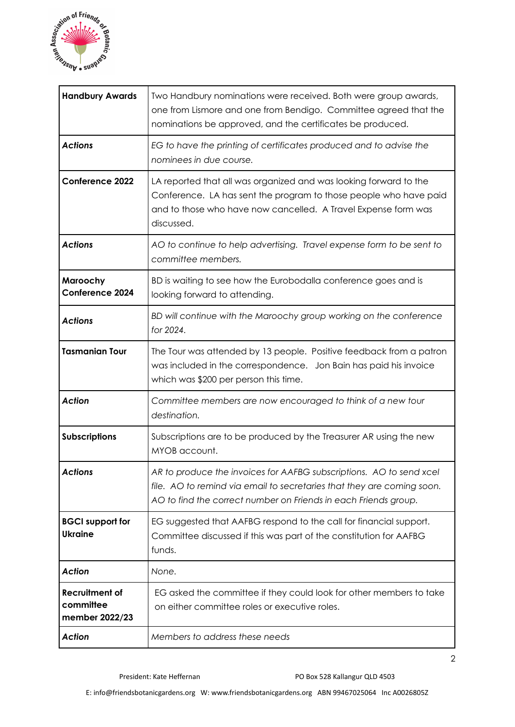| **Handbury Awards** | Two Handbury nominations were received. Both were group awards, one from Lismore and one from Bendigo. Committee agreed that the nominations be approved, and the certificates be produced. |
|---|---|
| ***Actions*** | *EG to have the printing of certificates produced and to advise the nominees in due course.* |
| **Conference 2022** | LA reported that all was organized and was looking forward to the Conference. LA has sent the program to those people who have paid and to those who have now cancelled. A Travel Expense form was discussed. |
| ***Actions*** | *AO to continue to help advertising. Travel expense form to be sent to committee members.* |
| **Maroochy Conference 2024** | BD is waiting to see how the Eurobodalla conference goes and is looking forward to attending. |
| ***Actions*** | *BD will continue with the Maroochy group working on the conference for 2024.* |
| **Tasmanian Tour** | The Tour was attended by 13 people. Positive feedback from a patron was included in the correspondence. Jon Bain has paid his invoice which was $200 per person this time. |
| ***Action*** | *Committee members are now encouraged to think of a new tour destination.* |
| **Subscriptions** | Subscriptions are to be produced by the Treasurer AR using the new MYOB account. |
| ***Actions*** | *AR to produce the invoices for AAFBG subscriptions. AO to send xcel file. AO to remind via email to secretaries that they are coming soon. AO to find the correct number on Friends in each Friends group.* |
| **BGCI support for Ukraine** | EG suggested that AAFBG respond to the call for financial support. Committee discussed if this was part of the constitution for AAFBG funds. |
| ***Action*** | *None.* |
| **Recruitment of committee member 2022/23** | EG asked the committee if they could look for other members to take on either committee roles or executive roles. |
| ***Action*** | *Members to address these needs* |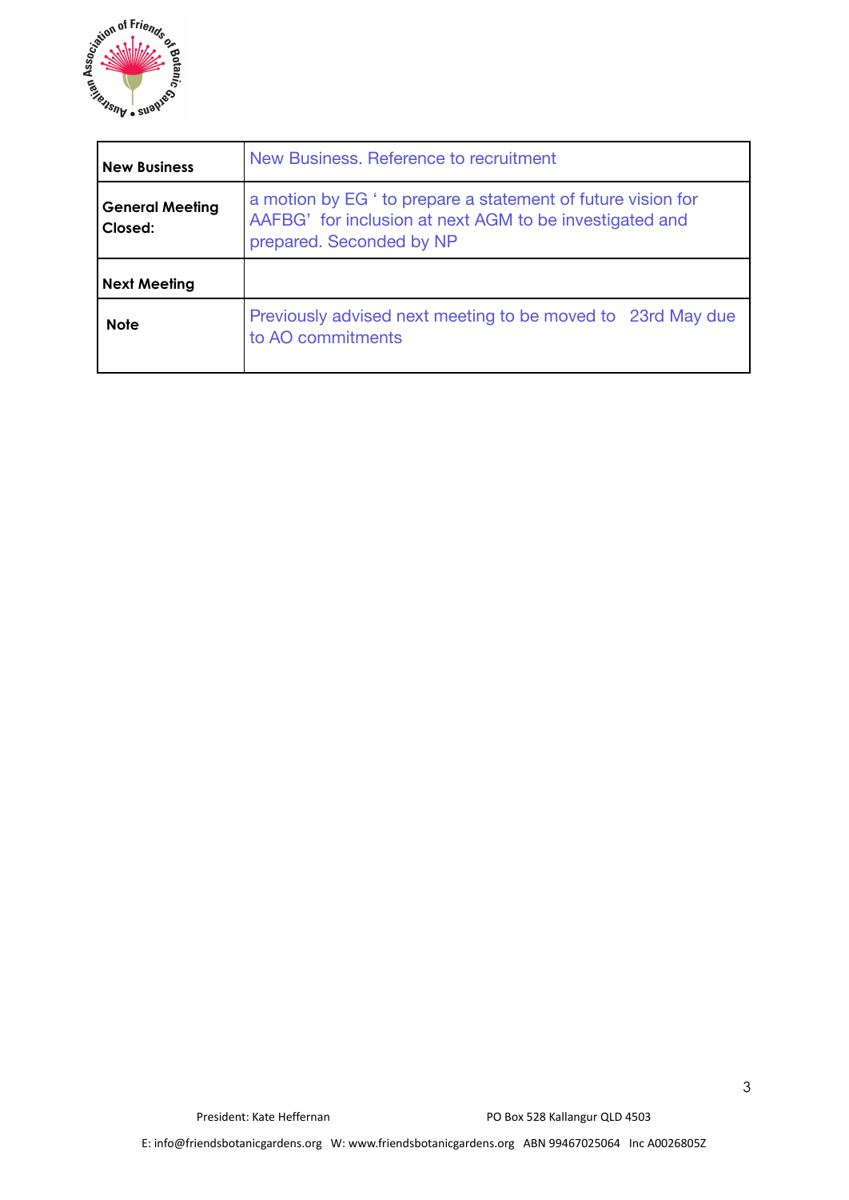| | |
|---|---|
| **New Business** | New Business. Reference to recruitment |
| **General Meeting Closed:** | a motion by EG ' to prepare a statement of future vision for AAFBG' for inclusion at next AGM to be investigated and prepared. Seconded by NP |
| **Next Meeting** | |
| **Note** | Previously advised next meeting to be moved to 23rd May due to AO commitments |

President: Kate Heffernan PO Box 528 Kallangur QLD 4503

E: info@friendsbotanicgardens.org W: www.friendsbotanicgardens.org ABN 99467025064 Inc A0026805Z